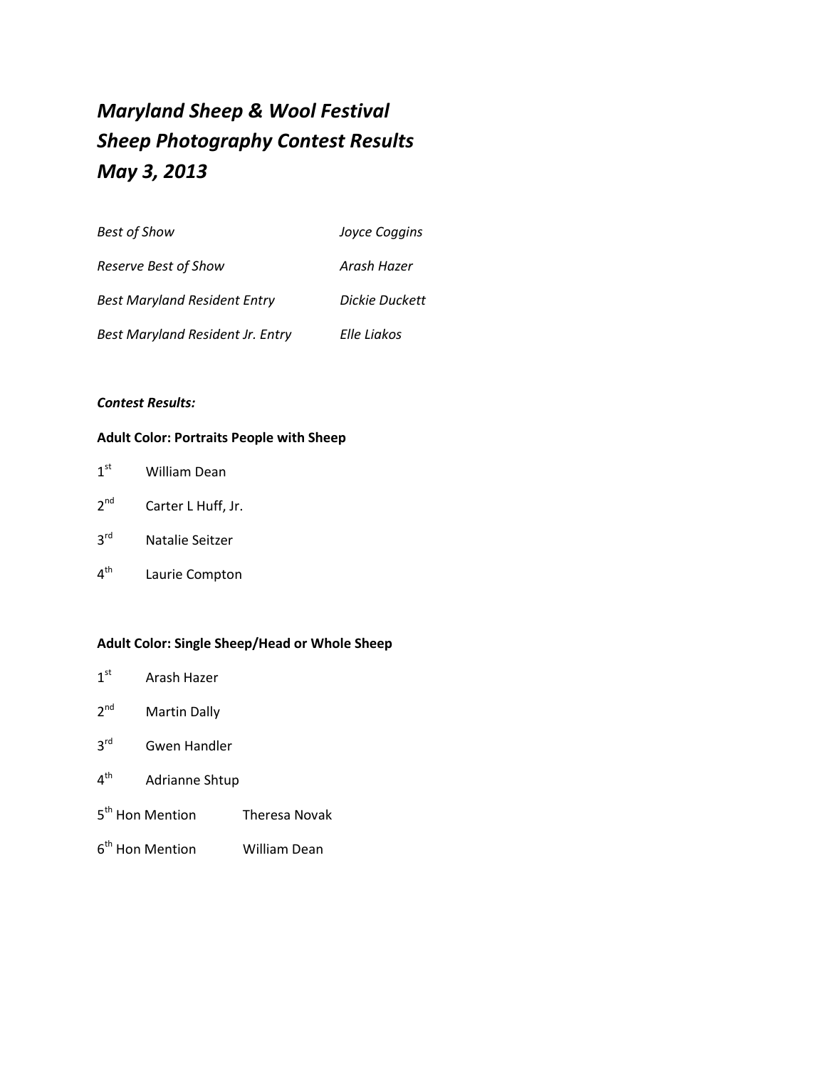# *Maryland Sheep & Wool Festival*
# *Sheep Photography Contest Results*
# *May 3, 2013*

| | |
|---|---|
| *Best of Show* | *Joyce Coggins* |
| *Reserve Best of Show* | *Arash Hazer* |
| *Best Maryland Resident Entry* | *Dickie Duckett* |
| *Best Maryland Resident Jr. Entry* | *Elle Liakos* |

***Contest Results:***

**Adult Color: Portraits People with Sheep**

1st William Dean

2nd Carter L Huff, Jr.

3rd Natalie Seitzer

4th Laurie Compton

**Adult Color: Single Sheep/Head or Whole Sheep**

1st Arash Hazer

2nd Martin Dally

3rd Gwen Handler

4th Adrianne Shtup

5th Hon Mention Theresa Novak

6th Hon Mention William Dean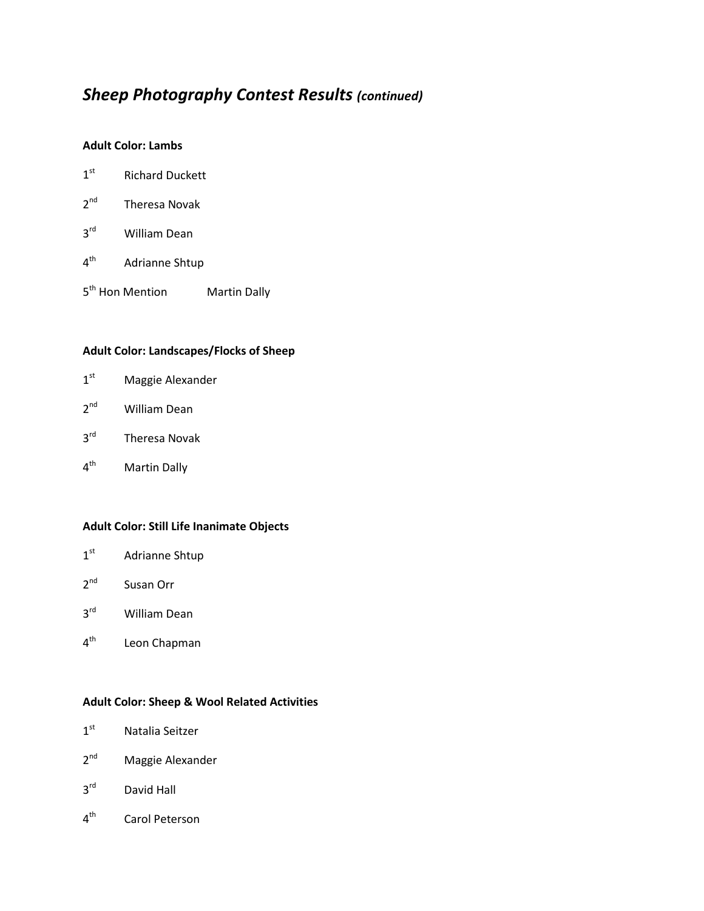# *Sheep Photography Contest Results (continued)*

**Adult Color: Lambs**

1st Richard Duckett

2nd Theresa Novak

3rd William Dean

4th Adrianne Shtup

5th Hon Mention Martin Dally

**Adult Color: Landscapes/Flocks of Sheep**

1st Maggie Alexander

2nd William Dean

3rd Theresa Novak

4th Martin Dally

**Adult Color: Still Life Inanimate Objects**

1st Adrianne Shtup

2nd Susan Orr

3rd William Dean

4th Leon Chapman

**Adult Color: Sheep & Wool Related Activities**

1st Natalia Seitzer

2nd Maggie Alexander

3rd David Hall

4th Carol Peterson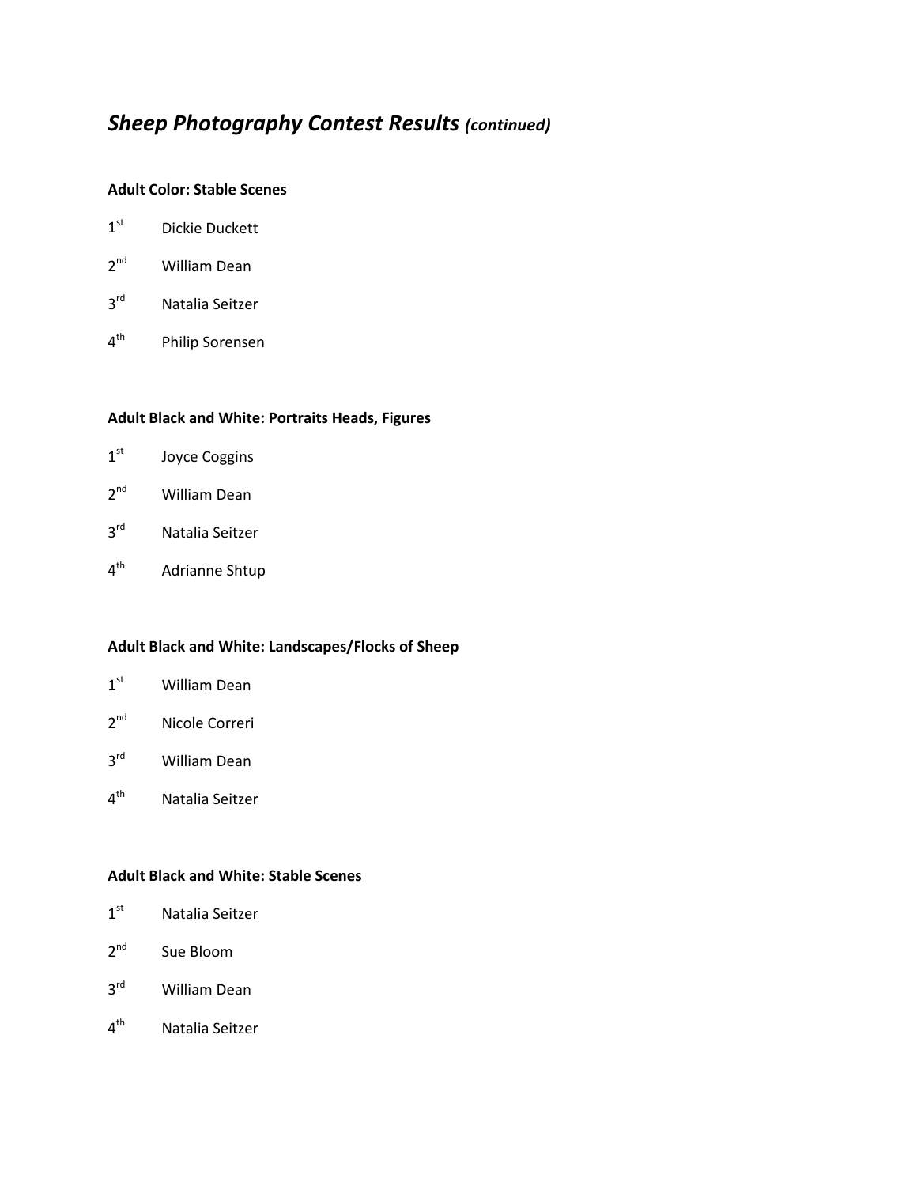# *Sheep Photography Contest Results (continued)*

**Adult Color: Stable Scenes**

1st Dickie Duckett

2nd William Dean

3rd Natalia Seitzer

4th Philip Sorensen

**Adult Black and White: Portraits Heads, Figures**

1st Joyce Coggins

2nd William Dean

3rd Natalia Seitzer

4th Adrianne Shtup

**Adult Black and White: Landscapes/Flocks of Sheep**

1st William Dean

2nd Nicole Correri

3rd William Dean

4th Natalia Seitzer

**Adult Black and White: Stable Scenes**

1st Natalia Seitzer

2nd Sue Bloom

3rd William Dean

4th Natalia Seitzer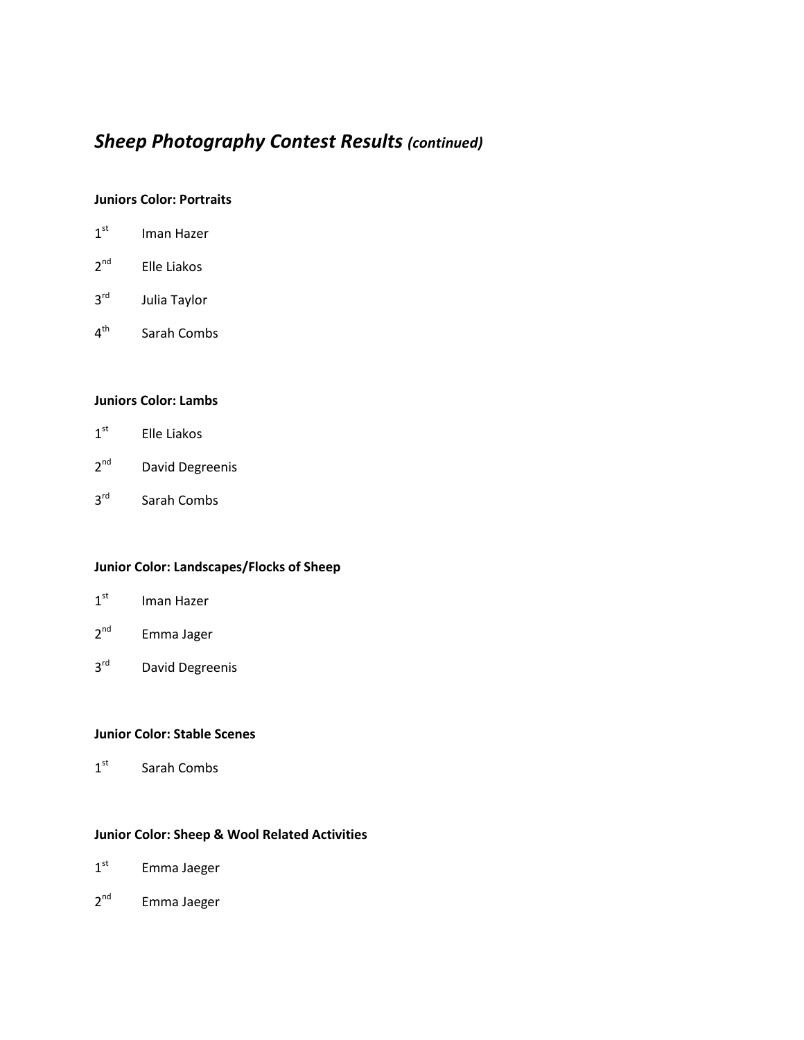# *Sheep Photography Contest Results (continued)*

**Juniors Color: Portraits**

1st Iman Hazer

2nd Elle Liakos

3rd Julia Taylor

4th Sarah Combs

**Juniors Color: Lambs**

1st Elle Liakos

2nd David Degreenis

3rd Sarah Combs

**Junior Color: Landscapes/Flocks of Sheep**

1st Iman Hazer

2nd Emma Jager

3rd David Degreenis

**Junior Color: Stable Scenes**

1st Sarah Combs

**Junior Color: Sheep & Wool Related Activities**

1st Emma Jaeger

2nd Emma Jaeger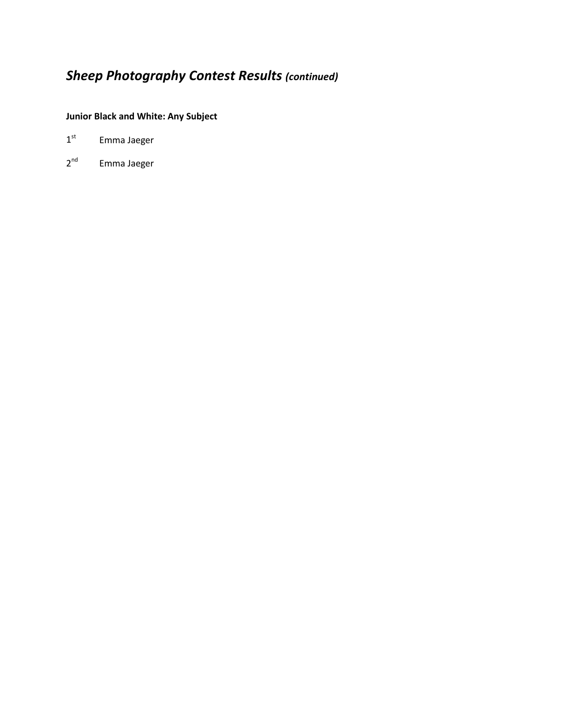# *Sheep Photography Contest Results (continued)*

**Junior Black and White: Any Subject**

1st Emma Jaeger

2nd Emma Jaeger